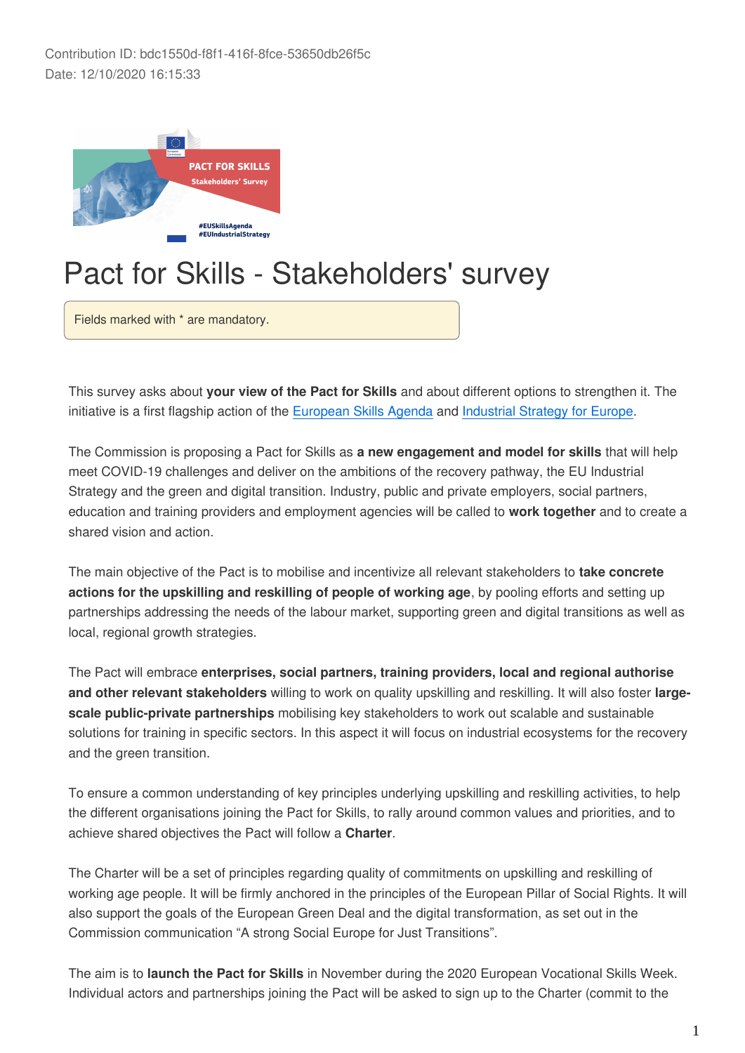Contribution ID: bdc1550d-f8f1-416f-8fce-53650db26f5c
Date: 12/10/2020 16:15:33

# Pact for Skills - Stakeholders' survey

Fields marked with * are mandatory.

This survey asks about **your view of the Pact for Skills** and about different options to strengthen it. The initiative is a first flagship action of the European Skills Agenda and Industrial Strategy for Europe.

The Commission is proposing a Pact for Skills as **a new engagement and model for skills** that will help meet COVID-19 challenges and deliver on the ambitions of the recovery pathway, the EU Industrial Strategy and the green and digital transition. Industry, public and private employers, social partners, education and training providers and employment agencies will be called to **work together** and to create a shared vision and action.

The main objective of the Pact is to mobilise and incentivize all relevant stakeholders to **take concrete actions for the upskilling and reskilling of people of working age**, by pooling efforts and setting up partnerships addressing the needs of the labour market, supporting green and digital transitions as well as local, regional growth strategies.

The Pact will embrace **enterprises, social partners, training providers, local and regional authorise and other relevant stakeholders** willing to work on quality upskilling and reskilling. It will also foster **large-scale public-private partnerships** mobilising key stakeholders to work out scalable and sustainable solutions for training in specific sectors. In this aspect it will focus on industrial ecosystems for the recovery and the green transition.

To ensure a common understanding of key principles underlying upskilling and reskilling activities, to help the different organisations joining the Pact for Skills, to rally around common values and priorities, and to achieve shared objectives the Pact will follow a **Charter**.

The Charter will be a set of principles regarding quality of commitments on upskilling and reskilling of working age people. It will be firmly anchored in the principles of the European Pillar of Social Rights. It will also support the goals of the European Green Deal and the digital transformation, as set out in the Commission communication "A strong Social Europe for Just Transitions".

The aim is to **launch the Pact for Skills** in November during the 2020 European Vocational Skills Week. Individual actors and partnerships joining the Pact will be asked to sign up to the Charter (commit to the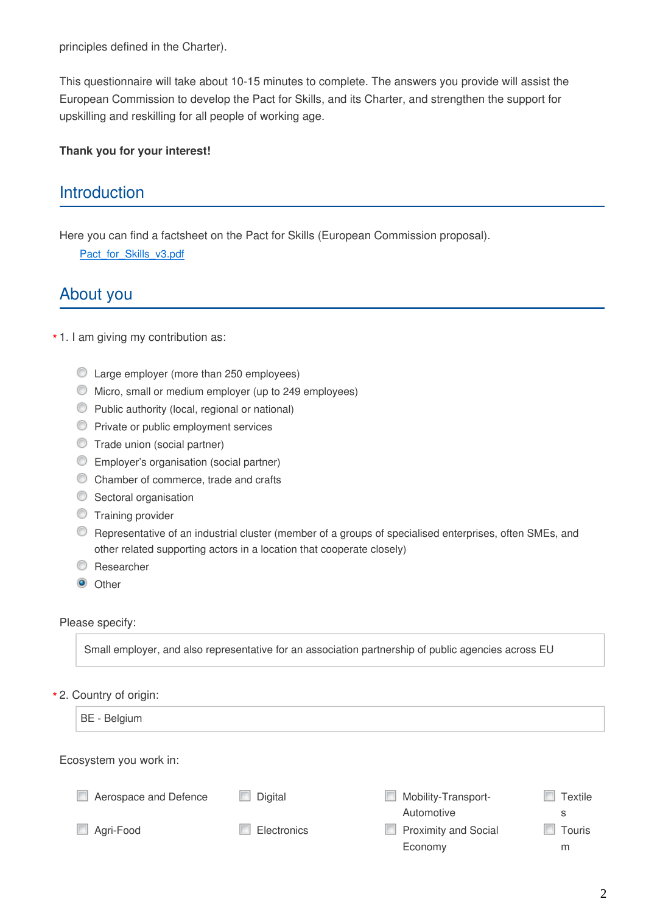principles defined in the Charter).

This questionnaire will take about 10-15 minutes to complete. The answers you provide will assist the European Commission to develop the Pact for Skills, and its Charter, and strengthen the support for upskilling and reskilling for all people of working age.

**Thank you for your interest!**

## Introduction

Here you can find a factsheet on the Pact for Skills (European Commission proposal).

Pact_for_Skills_v3.pdf

## About you

\* 1. I am giving my contribution as:

- ○ Large employer (more than 250 employees)
- ○ Micro, small or medium employer (up to 249 employees)
- ○ Public authority (local, regional or national)
- ○ Private or public employment services
- ○ Trade union (social partner)
- ○ Employer's organisation (social partner)
- ○ Chamber of commerce, trade and crafts
- ○ Sectoral organisation
- ○ Training provider
- ○ Representative of an industrial cluster (member of a groups of specialised enterprises, often SMEs, and other related supporting actors in a location that cooperate closely)
- ○ Researcher
- ◉ Other

Please specify:

Small employer, and also representative for an association partnership of public agencies across EU

\* 2. Country of origin:

BE - Belgium

Ecosystem you work in:

- ☐ Aerospace and Defence
- ☐ Digital
- ☐ Mobility-Transport-Automotive
- ☐ Textiles
- ☐ Agri-Food
- ☐ Electronics
- ☐ Proximity and Social Economy
- ☐ Tourism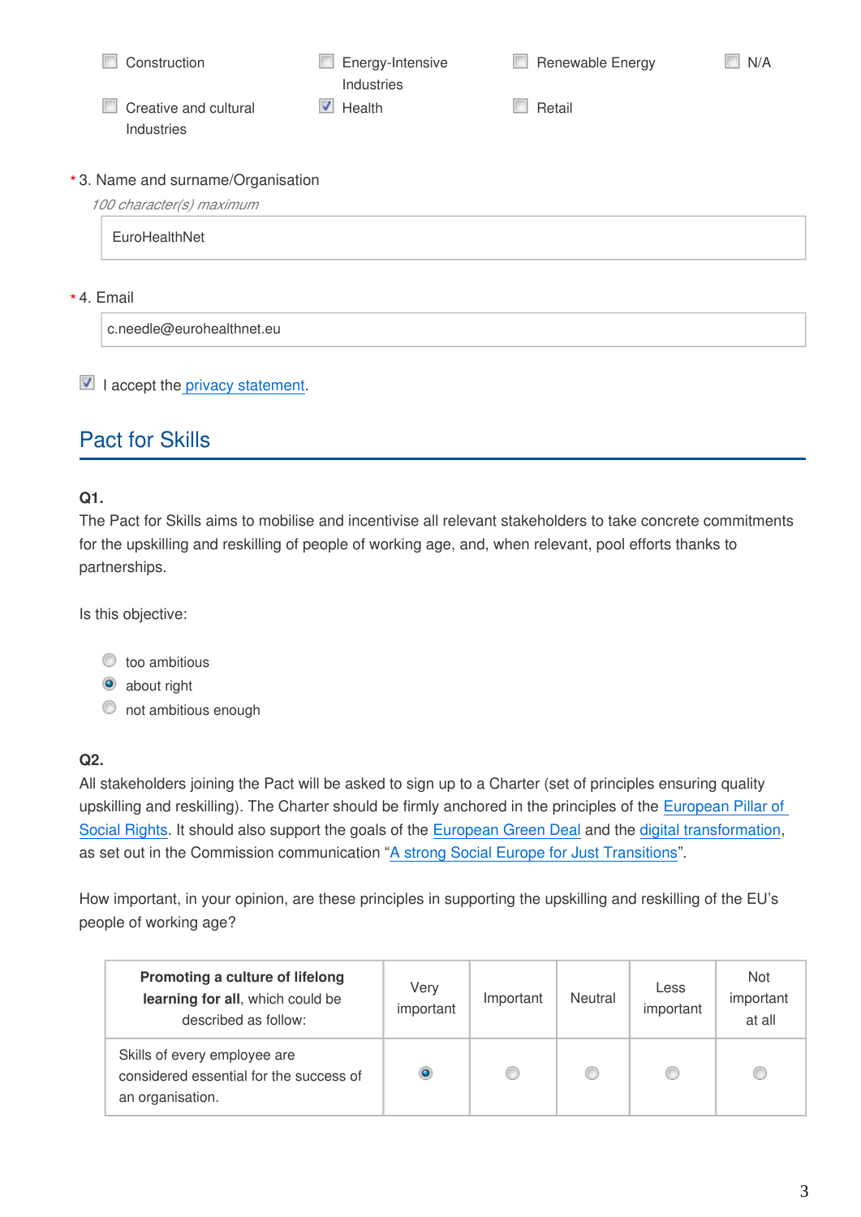- [ ] Construction
- [ ] Energy-Intensive Industries
- [ ] Renewable Energy
- [ ] N/A
- [ ] Creative and cultural Industries
- [x] Health
- [ ] Retail

\* 3. Name and surname/Organisation

*100 character(s) maximum*

EuroHealthNet

\* 4. Email

c.needle@eurohealthnet.eu

- [x] I accept the privacy statement.

## Pact for Skills

**Q1.**

The Pact for Skills aims to mobilise and incentivise all relevant stakeholders to take concrete commitments for the upskilling and reskilling of people of working age, and, when relevant, pool efforts thanks to partnerships.

Is this objective:

- ( ) too ambitious
- (•) about right
- ( ) not ambitious enough

**Q2.**

All stakeholders joining the Pact will be asked to sign up to a Charter (set of principles ensuring quality upskilling and reskilling). The Charter should be firmly anchored in the principles of the European Pillar of Social Rights. It should also support the goals of the European Green Deal and the digital transformation, as set out in the Commission communication “A strong Social Europe for Just Transitions”.

How important, in your opinion, are these principles in supporting the upskilling and reskilling of the EU’s people of working age?

| **Promoting a culture of lifelong learning for all**, which could be described as follow: | Very important | Important | Neutral | Less important | Not important at all |
|---|---|---|---|---|---|
| Skills of every employee are considered essential for the success of an organisation. | (•) | ( ) | ( ) | ( ) | ( ) |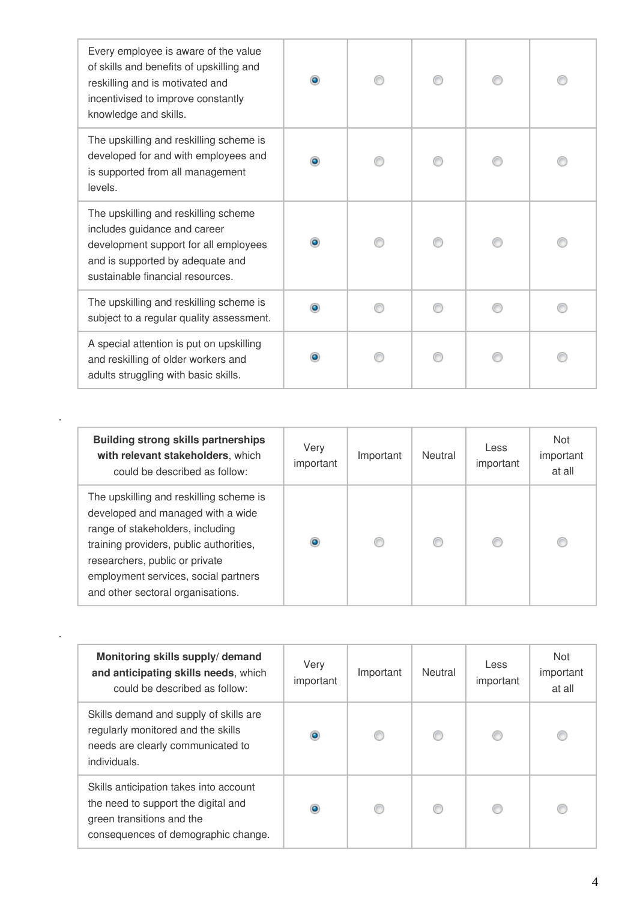| | | | | | |
|---|---|---|---|---|---|
| Every employee is aware of the value of skills and benefits of upskilling and reskilling and is motivated and incentivised to improve constantly knowledge and skills. | ◉ | ○ | ○ | ○ | ○ |
| The upskilling and reskilling scheme is developed for and with employees and is supported from all management levels. | ◉ | ○ | ○ | ○ | ○ |
| The upskilling and reskilling scheme includes guidance and career development support for all employees and is supported by adequate and sustainable financial resources. | ◉ | ○ | ○ | ○ | ○ |
| The upskilling and reskilling scheme is subject to a regular quality assessment. | ◉ | ○ | ○ | ○ | ○ |
| A special attention is put on upskilling and reskilling of older workers and adults struggling with basic skills. | ◉ | ○ | ○ | ○ | ○ |

.

| **Building strong skills partnerships with relevant stakeholders**, which could be described as follow: | Very important | Important | Neutral | Less important | Not important at all |
|---|---|---|---|---|---|
| The upskilling and reskilling scheme is developed and managed with a wide range of stakeholders, including training providers, public authorities, researchers, public or private employment services, social partners and other sectoral organisations. | ◉ | ○ | ○ | ○ | ○ |

.

| **Monitoring skills supply/ demand and anticipating skills needs**, which could be described as follow: | Very important | Important | Neutral | Less important | Not important at all |
|---|---|---|---|---|---|
| Skills demand and supply of skills are regularly monitored and the skills needs are clearly communicated to individuals. | ◉ | ○ | ○ | ○ | ○ |
| Skills anticipation takes into account the need to support the digital and green transitions and the consequences of demographic change. | ◉ | ○ | ○ | ○ | ○ |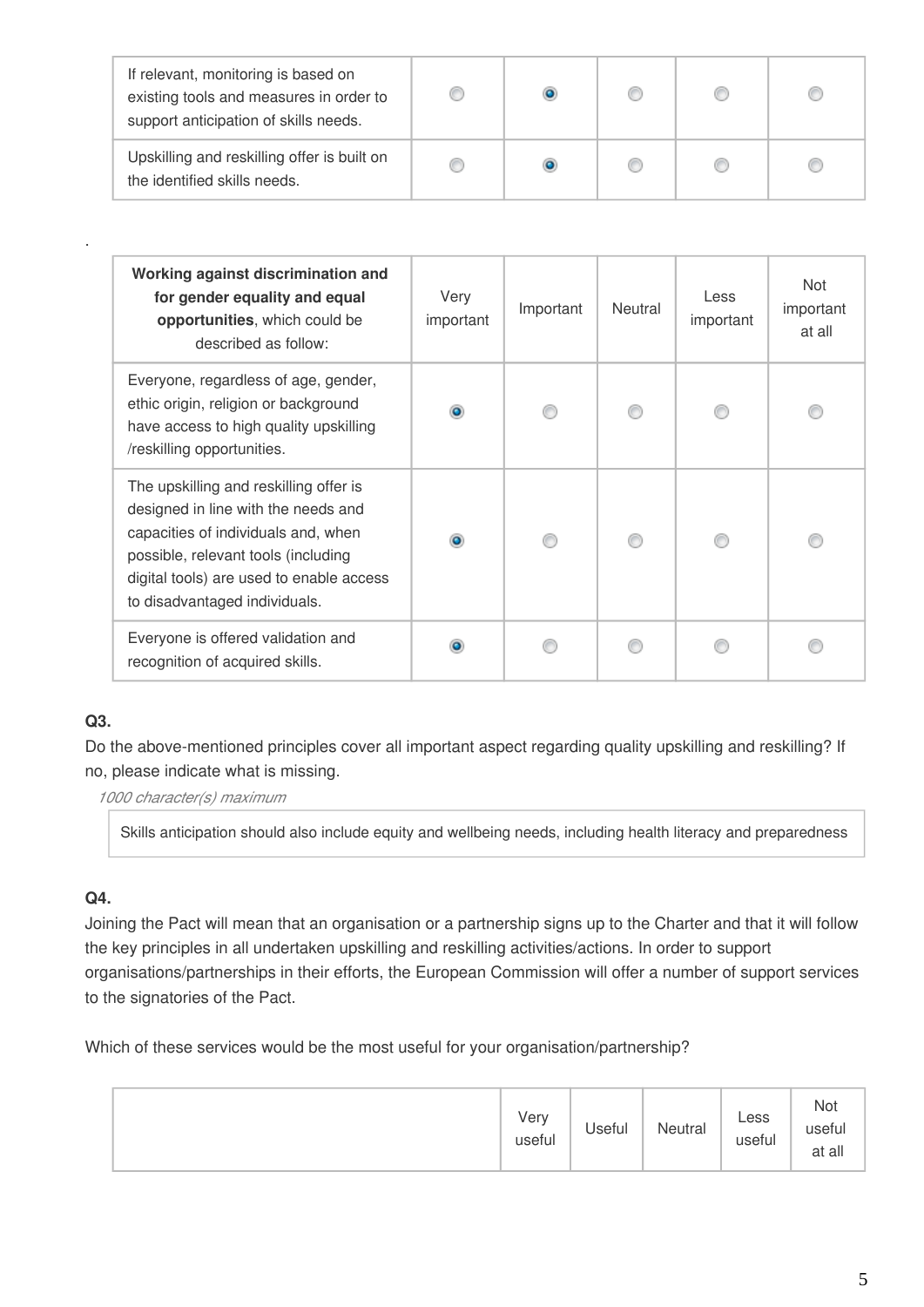| | | | | | |
|---|---|---|---|---|---|
| If relevant, monitoring is based on existing tools and measures in order to support anticipation of skills needs. | | ◉ | | | |
| Upskilling and reskilling offer is built on the identified skills needs. | | ◉ | | | |

.

| **Working against discrimination and for gender equality and equal opportunities**, which could be described as follow: | Very important | Important | Neutral | Less important | Not important at all |
|---|---|---|---|---|---|
| Everyone, regardless of age, gender, ethic origin, religion or background have access to high quality upskilling /reskilling opportunities. | ◉ | | | | |
| The upskilling and reskilling offer is designed in line with the needs and capacities of individuals and, when possible, relevant tools (including digital tools) are used to enable access to disadvantaged individuals. | ◉ | | | | |
| Everyone is offered validation and recognition of acquired skills. | ◉ | | | | |

### Q3.

Do the above-mentioned principles cover all important aspect regarding quality upskilling and reskilling? If no, please indicate what is missing.

*1000 character(s) maximum*

Skills anticipation should also include equity and wellbeing needs, including health literacy and preparedness

### Q4.

Joining the Pact will mean that an organisation or a partnership signs up to the Charter and that it will follow the key principles in all undertaken upskilling and reskilling activities/actions. In order to support organisations/partnerships in their efforts, the European Commission will offer a number of support services to the signatories of the Pact.

Which of these services would be the most useful for your organisation/partnership?

| | Very useful | Useful | Neutral | Less useful | Not useful at all |
|---|---|---|---|---|---|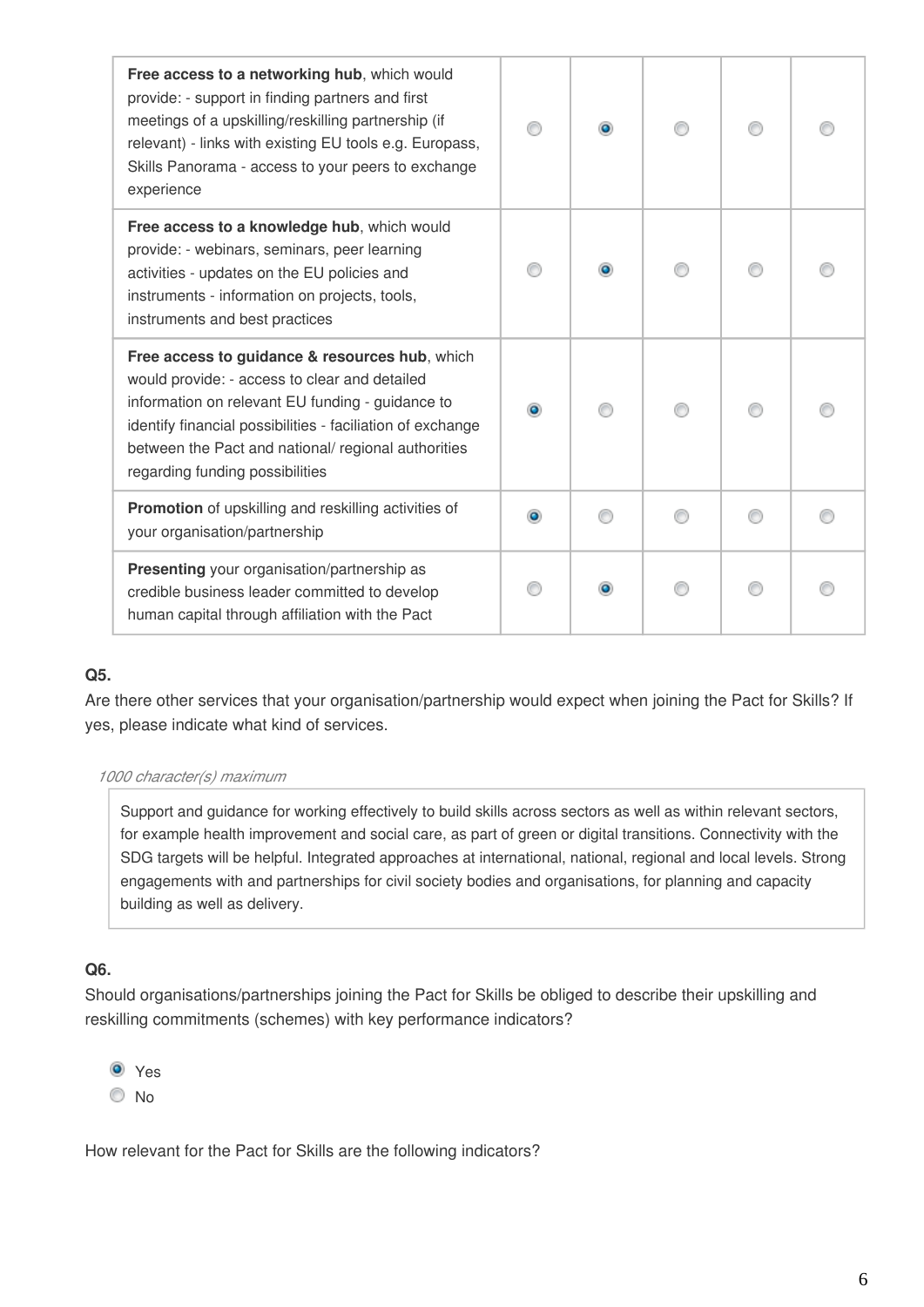| | | | | | |
|---|---|---|---|---|---|
| **Free access to a networking hub**, which would provide: - support in finding partners and first meetings of a upskilling/reskilling partnership (if relevant) - links with existing EU tools e.g. Europass, Skills Panorama - access to your peers to exchange experience | ◯ | ◉ | ◯ | ◯ | ◯ |
| **Free access to a knowledge hub**, which would provide: - webinars, seminars, peer learning activities - updates on the EU policies and instruments - information on projects, tools, instruments and best practices | ◯ | ◉ | ◯ | ◯ | ◯ |
| **Free access to guidance & resources hub**, which would provide: - access to clear and detailed information on relevant EU funding - guidance to identify financial possibilities - faciliation of exchange between the Pact and national/ regional authorities regarding funding possibilities | ◉ | ◯ | ◯ | ◯ | ◯ |
| **Promotion** of upskilling and reskilling activities of your organisation/partnership | ◉ | ◯ | ◯ | ◯ | ◯ |
| **Presenting** your organisation/partnership as credible business leader committed to develop human capital through affiliation with the Pact | ◯ | ◉ | ◯ | ◯ | ◯ |

### Q5.

Are there other services that your organisation/partnership would expect when joining the Pact for Skills? If yes, please indicate what kind of services.

*1000 character(s) maximum*

Support and guidance for working effectively to build skills across sectors as well as within relevant sectors, for example health improvement and social care, as part of green or digital transitions. Connectivity with the SDG targets will be helpful. Integrated approaches at international, national, regional and local levels. Strong engagements with and partnerships for civil society bodies and organisations, for planning and capacity building as well as delivery.

### Q6.

Should organisations/partnerships joining the Pact for Skills be obliged to describe their upskilling and reskilling commitments (schemes) with key performance indicators?

- ◉ Yes
- ◯ No

How relevant for the Pact for Skills are the following indicators?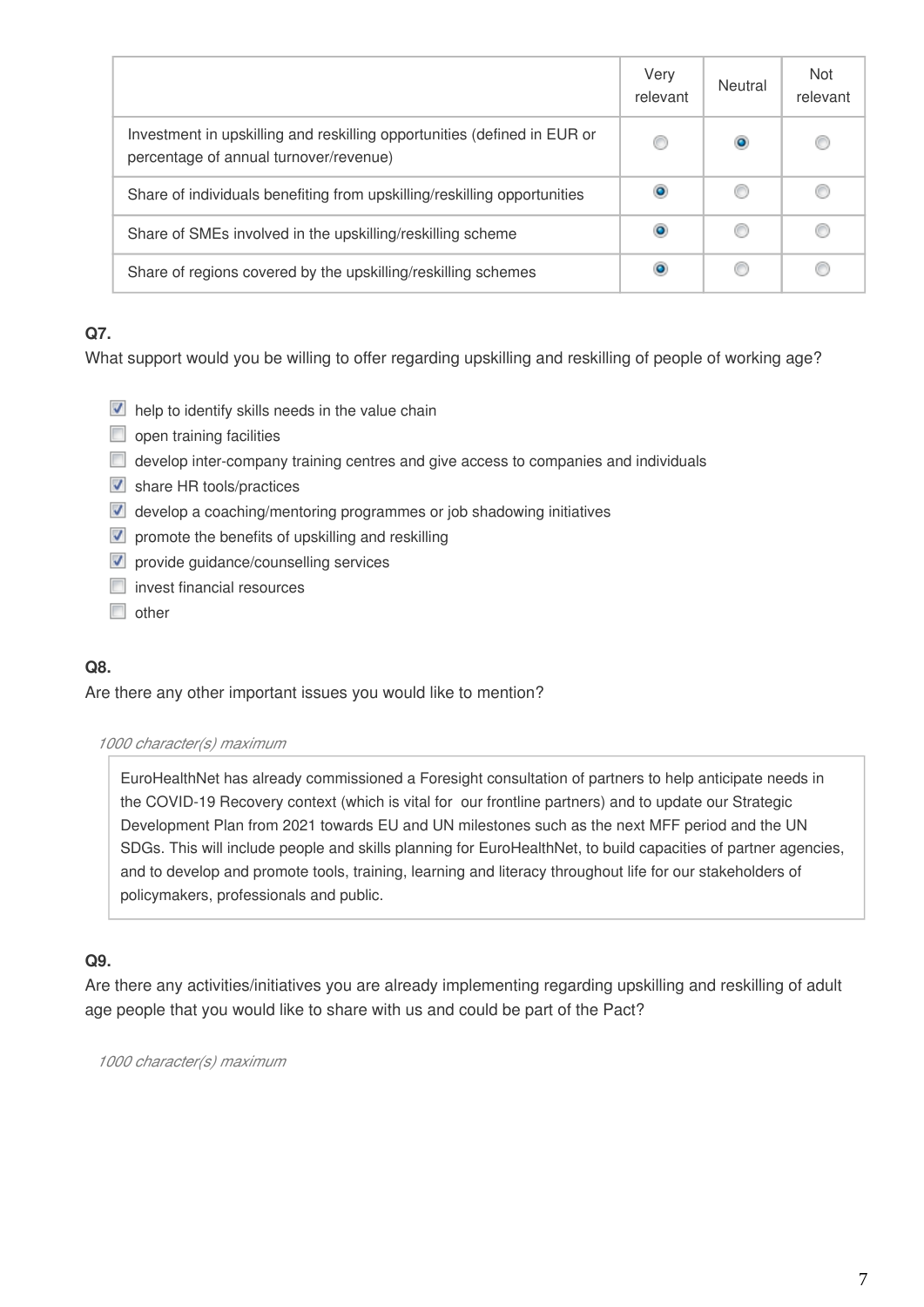| | Very relevant | Neutral | Not relevant |
|---|---|---|---|
| Investment in upskilling and reskilling opportunities (defined in EUR or percentage of annual turnover/revenue) | | ● | |
| Share of individuals benefiting from upskilling/reskilling opportunities | ● | | |
| Share of SMEs involved in the upskilling/reskilling scheme | ● | | |
| Share of regions covered by the upskilling/reskilling schemes | ● | | |

**Q7.**

What support would you be willing to offer regarding upskilling and reskilling of people of working age?

- [x] help to identify skills needs in the value chain
- [ ] open training facilities
- [ ] develop inter-company training centres and give access to companies and individuals
- [x] share HR tools/practices
- [x] develop a coaching/mentoring programmes or job shadowing initiatives
- [x] promote the benefits of upskilling and reskilling
- [x] provide guidance/counselling services
- [ ] invest financial resources
- [ ] other

**Q8.**

Are there any other important issues you would like to mention?

*1000 character(s) maximum*

EuroHealthNet has already commissioned a Foresight consultation of partners to help anticipate needs in the COVID-19 Recovery context (which is vital for our frontline partners) and to update our Strategic Development Plan from 2021 towards EU and UN milestones such as the next MFF period and the UN SDGs. This will include people and skills planning for EuroHealthNet, to build capacities of partner agencies, and to develop and promote tools, training, learning and literacy throughout life for our stakeholders of policymakers, professionals and public.

**Q9.**

Are there any activities/initiatives you are already implementing regarding upskilling and reskilling of adult age people that you would like to share with us and could be part of the Pact?

*1000 character(s) maximum*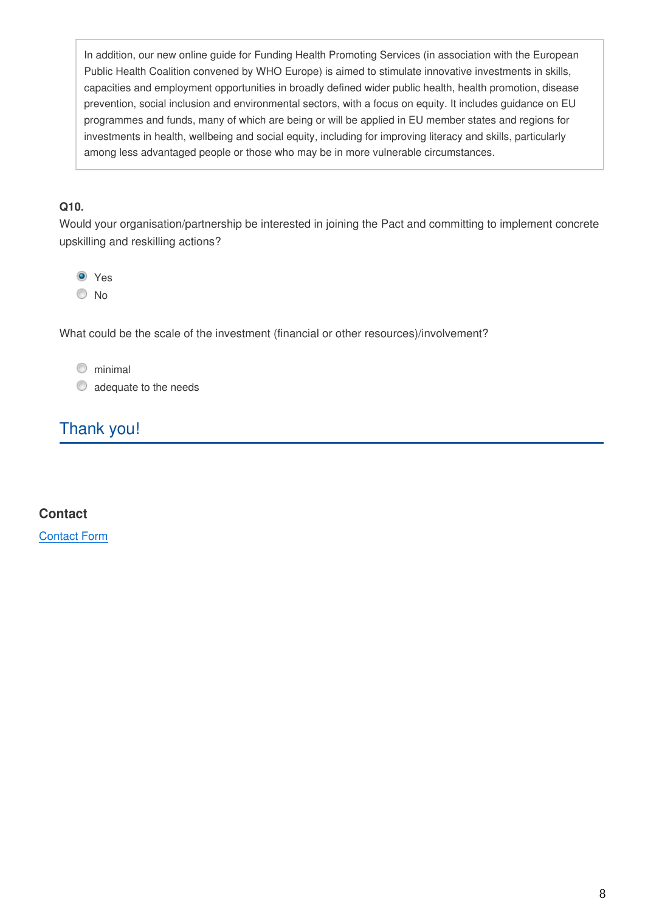> In addition, our new online guide for Funding Health Promoting Services (in association with the European Public Health Coalition convened by WHO Europe) is aimed to stimulate innovative investments in skills, capacities and employment opportunities in broadly defined wider public health, health promotion, disease prevention, social inclusion and environmental sectors, with a focus on equity. It includes guidance on EU programmes and funds, many of which are being or will be applied in EU member states and regions for investments in health, wellbeing and social equity, including for improving literacy and skills, particularly among less advantaged people or those who may be in more vulnerable circumstances.

**Q10.**
Would your organisation/partnership be interested in joining the Pact and committing to implement concrete upskilling and reskilling actions?

- ◉ Yes
- ○ No

What could be the scale of the investment (financial or other resources)/involvement?

- ○ minimal
- ○ adequate to the needs

## Thank you!

### Contact

Contact Form